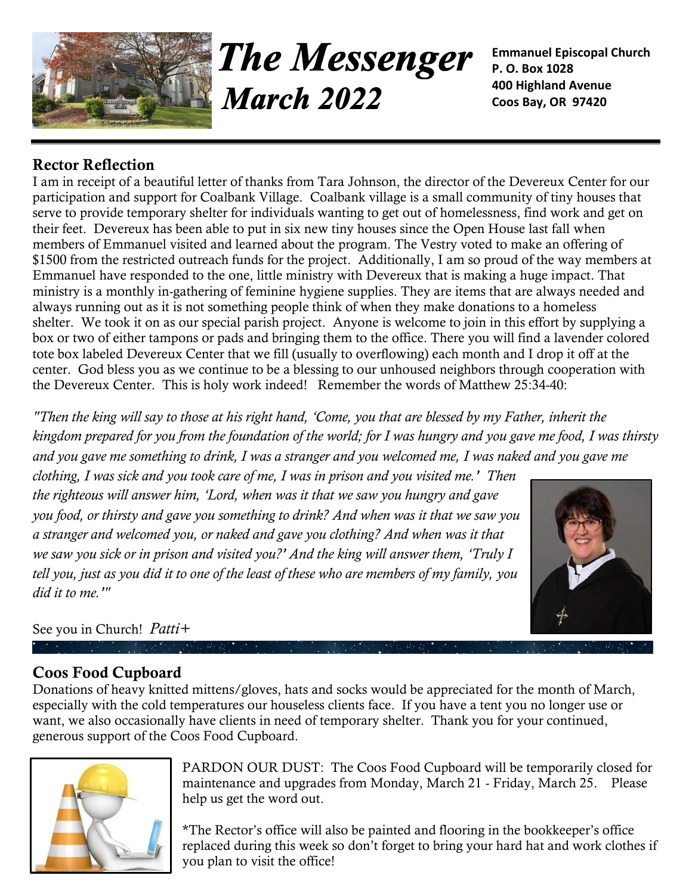# The Messenger
## March 2022

**Emmanuel Episcopal Church**
**P. O. Box 1028**
**400 Highland Avenue**
**Coos Bay, OR 97420**

---

## Rector Reflection

I am in receipt of a beautiful letter of thanks from Tara Johnson, the director of the Devereux Center for our participation and support for Coalbank Village. Coalbank village is a small community of tiny houses that serve to provide temporary shelter for individuals wanting to get out of homelessness, find work and get on their feet. Devereux has been able to put in six new tiny houses since the Open House last fall when members of Emmanuel visited and learned about the program. The Vestry voted to make an offering of $1500 from the restricted outreach funds for the project. Additionally, I am so proud of the way members at Emmanuel have responded to the one, little ministry with Devereux that is making a huge impact. That ministry is a monthly in-gathering of feminine hygiene supplies. They are items that are always needed and always running out as it is not something people think of when they make donations to a homeless shelter. We took it on as our special parish project. Anyone is welcome to join in this effort by supplying a box or two of either tampons or pads and bringing them to the office. There you will find a lavender colored tote box labeled Devereux Center that we fill (usually to overflowing) each month and I drop it off at the center. God bless you as we continue to be a blessing to our unhoused neighbors through cooperation with the Devereux Center. This is holy work indeed! Remember the words of Matthew 25:34-40:

*"Then the king will say to those at his right hand, 'Come, you that are blessed by my Father, inherit the kingdom prepared for you from the foundation of the world; for I was hungry and you gave me food, I was thirsty and you gave me something to drink, I was a stranger and you welcomed me, I was naked and you gave me clothing, I was sick and you took care of me, I was in prison and you visited me.' Then the righteous will answer him, 'Lord, when was it that we saw you hungry and gave you food, or thirsty and gave you something to drink? And when was it that we saw you a stranger and welcomed you, or naked and gave you clothing? And when was it that we saw you sick or in prison and visited you?' And the king will answer them, 'Truly I tell you, just as you did it to one of the least of these who are members of my family, you did it to me.'"*

See you in Church! *Patti+*

## Coos Food Cupboard

Donations of heavy knitted mittens/gloves, hats and socks would be appreciated for the month of March, especially with the cold temperatures our houseless clients face. If you have a tent you no longer use or want, we also occasionally have clients in need of temporary shelter. Thank you for your continued, generous support of the Coos Food Cupboard.

PARDON OUR DUST: The Coos Food Cupboard will be temporarily closed for maintenance and upgrades from Monday, March 21 - Friday, March 25. Please help us get the word out.

*The Rector's office will also be painted and flooring in the bookkeeper's office replaced during this week so don't forget to bring your hard hat and work clothes if you plan to visit the office!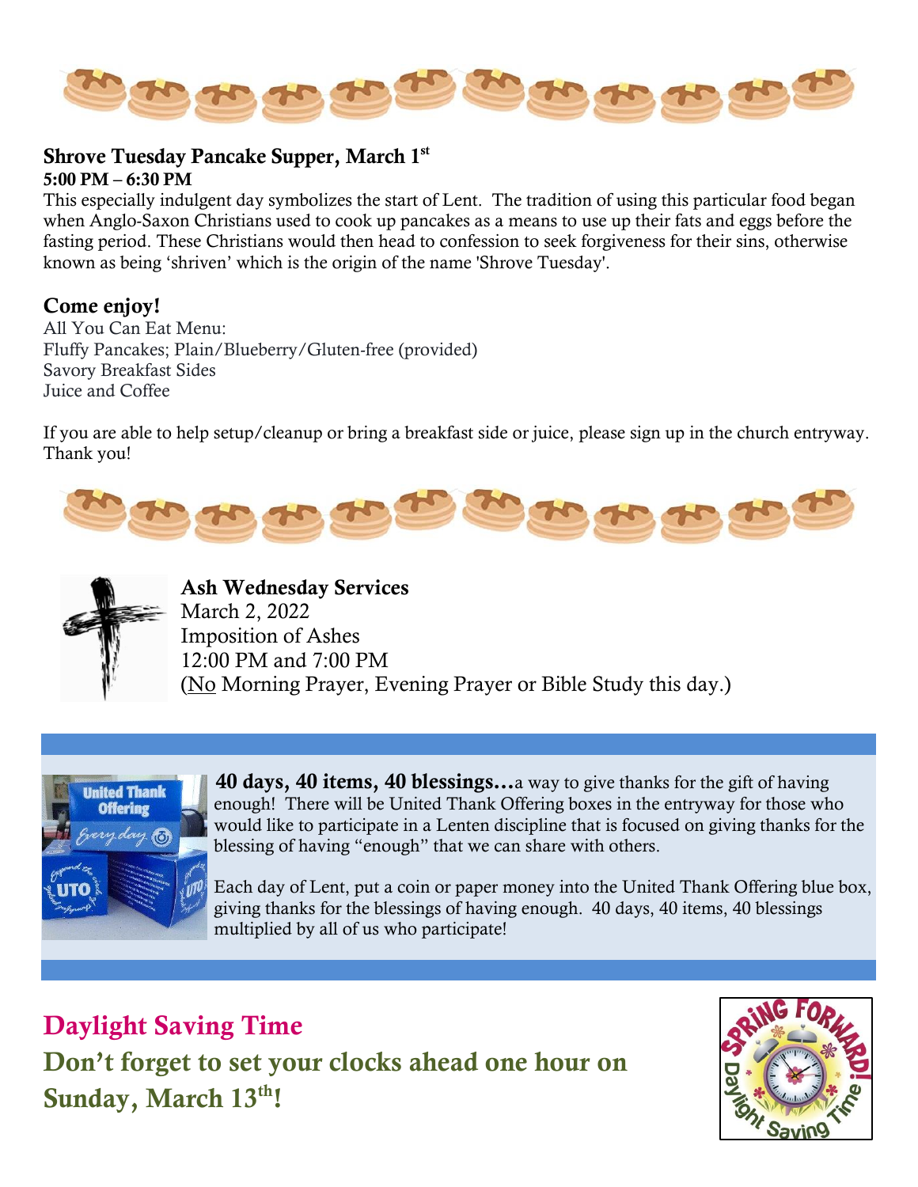## Shrove Tuesday Pancake Supper, March 1st

**5:00 PM – 6:30 PM**

This especially indulgent day symbolizes the start of Lent. The tradition of using this particular food began when Anglo-Saxon Christians used to cook up pancakes as a means to use up their fats and eggs before the fasting period. These Christians would then head to confession to seek forgiveness for their sins, otherwise known as being 'shriven' which is the origin of the name 'Shrove Tuesday'.

### Come enjoy!

All You Can Eat Menu:
Fluffy Pancakes; Plain/Blueberry/Gluten-free (provided)
Savory Breakfast Sides
Juice and Coffee

If you are able to help setup/cleanup or bring a breakfast side or juice, please sign up in the church entryway. Thank you!

### Ash Wednesday Services

March 2, 2022
Imposition of Ashes
12:00 PM and 7:00 PM
(No Morning Prayer, Evening Prayer or Bible Study this day.)

**40 days, 40 items, 40 blessings…** a way to give thanks for the gift of having enough! There will be United Thank Offering boxes in the entryway for those who would like to participate in a Lenten discipline that is focused on giving thanks for the blessing of having "enough" that we can share with others.

Each day of Lent, put a coin or paper money into the United Thank Offering blue box, giving thanks for the blessings of having enough. 40 days, 40 items, 40 blessings multiplied by all of us who participate!

## Daylight Saving Time

**Don't forget to set your clocks ahead one hour on Sunday, March 13th!**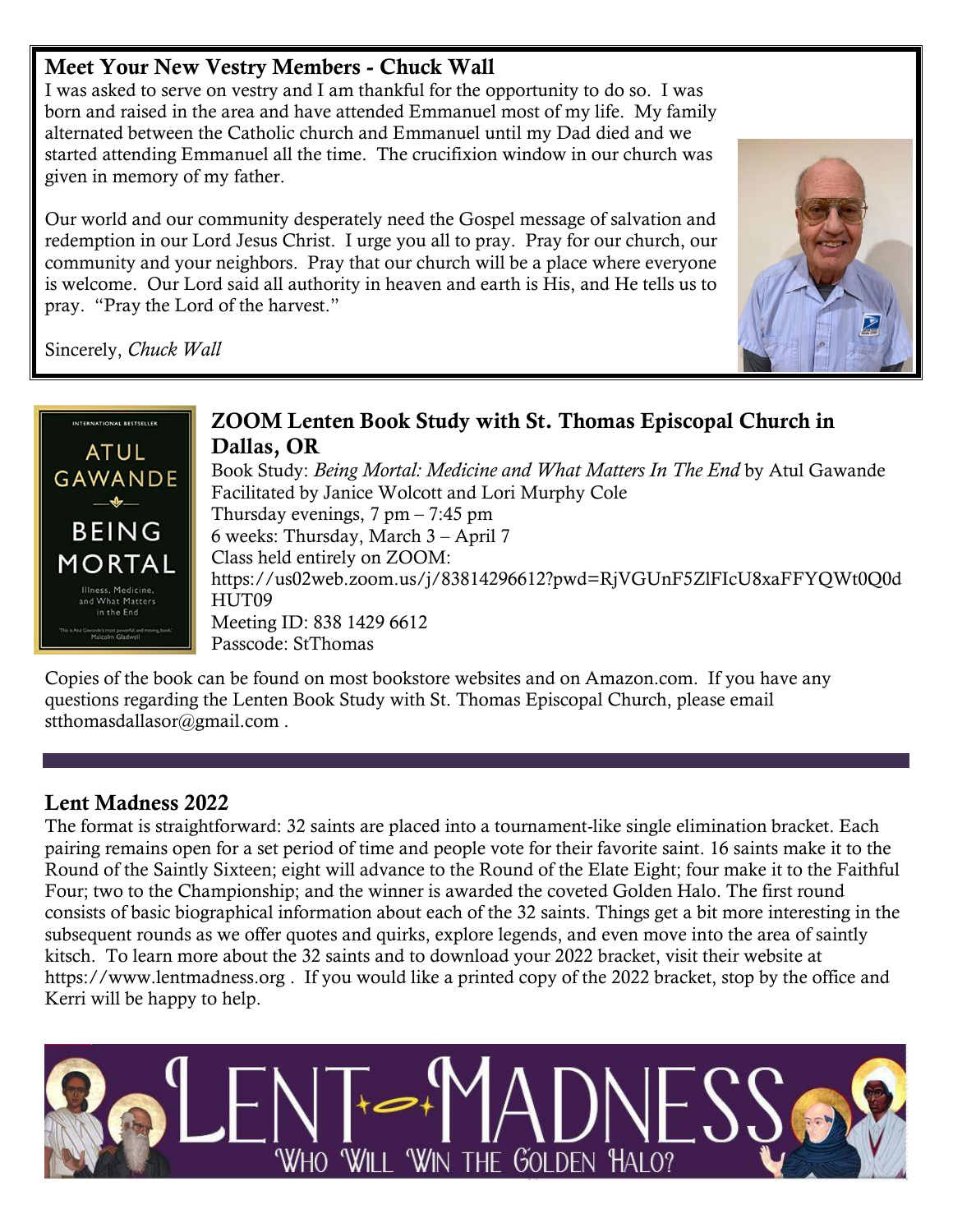## Meet Your New Vestry Members - Chuck Wall

I was asked to serve on vestry and I am thankful for the opportunity to do so. I was born and raised in the area and have attended Emmanuel most of my life. My family alternated between the Catholic church and Emmanuel until my Dad died and we started attending Emmanuel all the time. The crucifixion window in our church was given in memory of my father.

Our world and our community desperately need the Gospel message of salvation and redemption in our Lord Jesus Christ. I urge you all to pray. Pray for our church, our community and your neighbors. Pray that our church will be a place where everyone is welcome. Our Lord said all authority in heaven and earth is His, and He tells us to pray. "Pray the Lord of the harvest."

Sincerely, *Chuck Wall*

## ZOOM Lenten Book Study with St. Thomas Episcopal Church in Dallas, OR

Book Study: *Being Mortal: Medicine and What Matters In The End* by Atul Gawande
Facilitated by Janice Wolcott and Lori Murphy Cole
Thursday evenings, 7 pm – 7:45 pm
6 weeks: Thursday, March 3 – April 7
Class held entirely on ZOOM:
https://us02web.zoom.us/j/83814296612?pwd=RjVGUnF5ZlFIcU8xaFFYQWt0Q0dHUT09
Meeting ID: 838 1429 6612
Passcode: StThomas

Copies of the book can be found on most bookstore websites and on Amazon.com. If you have any questions regarding the Lenten Book Study with St. Thomas Episcopal Church, please email stthomasdallasor@gmail.com .

## Lent Madness 2022

The format is straightforward: 32 saints are placed into a tournament-like single elimination bracket. Each pairing remains open for a set period of time and people vote for their favorite saint. 16 saints make it to the Round of the Saintly Sixteen; eight will advance to the Round of the Elate Eight; four make it to the Faithful Four; two to the Championship; and the winner is awarded the coveted Golden Halo. The first round consists of basic biographical information about each of the 32 saints. Things get a bit more interesting in the subsequent rounds as we offer quotes and quirks, explore legends, and even move into the area of saintly kitsch. To learn more about the 32 saints and to download your 2022 bracket, visit their website at https://www.lentmadness.org . If you would like a printed copy of the 2022 bracket, stop by the office and Kerri will be happy to help.

LENT MADNESS
WHO WILL WIN THE GOLDEN HALO?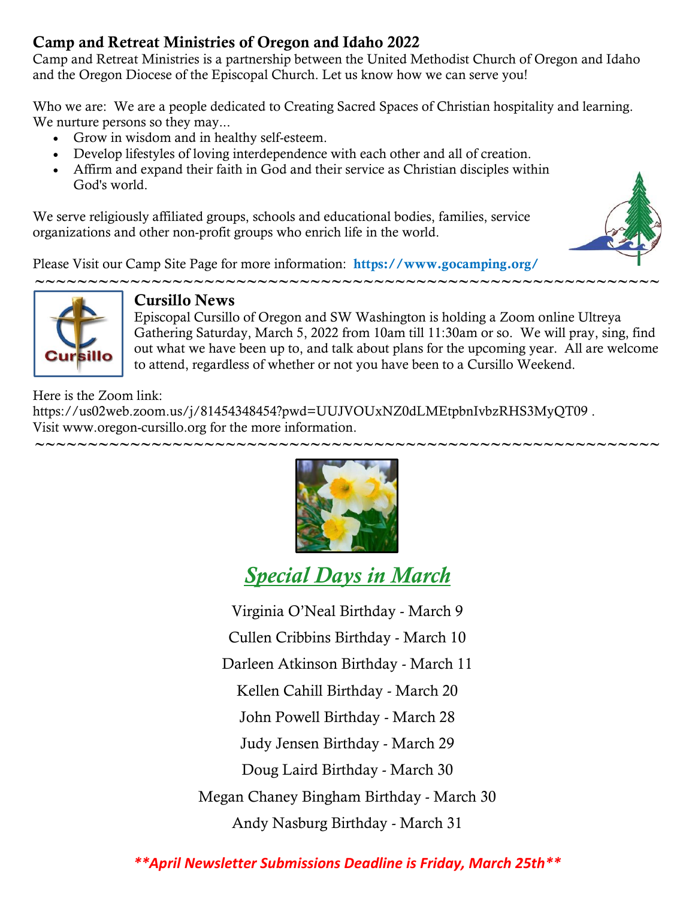## Camp and Retreat Ministries of Oregon and Idaho 2022

Camp and Retreat Ministries is a partnership between the United Methodist Church of Oregon and Idaho and the Oregon Diocese of the Episcopal Church. Let us know how we can serve you!

Who we are: We are a people dedicated to Creating Sacred Spaces of Christian hospitality and learning. We nurture persons so they may...

- Grow in wisdom and in healthy self-esteem.
- Develop lifestyles of loving interdependence with each other and all of creation.
- Affirm and expand their faith in God and their service as Christian disciples within God's world.

We serve religiously affiliated groups, schools and educational bodies, families, service organizations and other non-profit groups who enrich life in the world.

Please Visit our Camp Site Page for more information: **https://www.gocamping.org/**

~~~~~~~~~~~~~~~~~~~~~~~~~~~~~~~~~~~~~~~~~~~~~~~~~~~~~~~~~~~~

## Cursillo News

Episcopal Cursillo of Oregon and SW Washington is holding a Zoom online Ultreya Gathering Saturday, March 5, 2022 from 10am till 11:30am or so. We will pray, sing, find out what we have been up to, and talk about plans for the upcoming year. All are welcome to attend, regardless of whether or not you have been to a Cursillo Weekend.

Here is the Zoom link:
https://us02web.zoom.us/j/81454348454?pwd=UUJVOUxNZ0dLMEtpbnIvbzRHS3MyQT09 .
Visit www.oregon-cursillo.org for the more information.

~~~~~~~~~~~~~~~~~~~~~~~~~~~~~~~~~~~~~~~~~~~~~~~~~~~~~~~~~~~~

## *Special Days in March*

Virginia O'Neal Birthday - March 9

Cullen Cribbins Birthday - March 10

Darleen Atkinson Birthday - March 11

Kellen Cahill Birthday - March 20

John Powell Birthday - March 28

Judy Jensen Birthday - March 29

Doug Laird Birthday - March 30

Megan Chaney Bingham Birthday - March 30

Andy Nasburg Birthday - March 31

***\*\*April Newsletter Submissions Deadline is Friday, March 25th\*\****